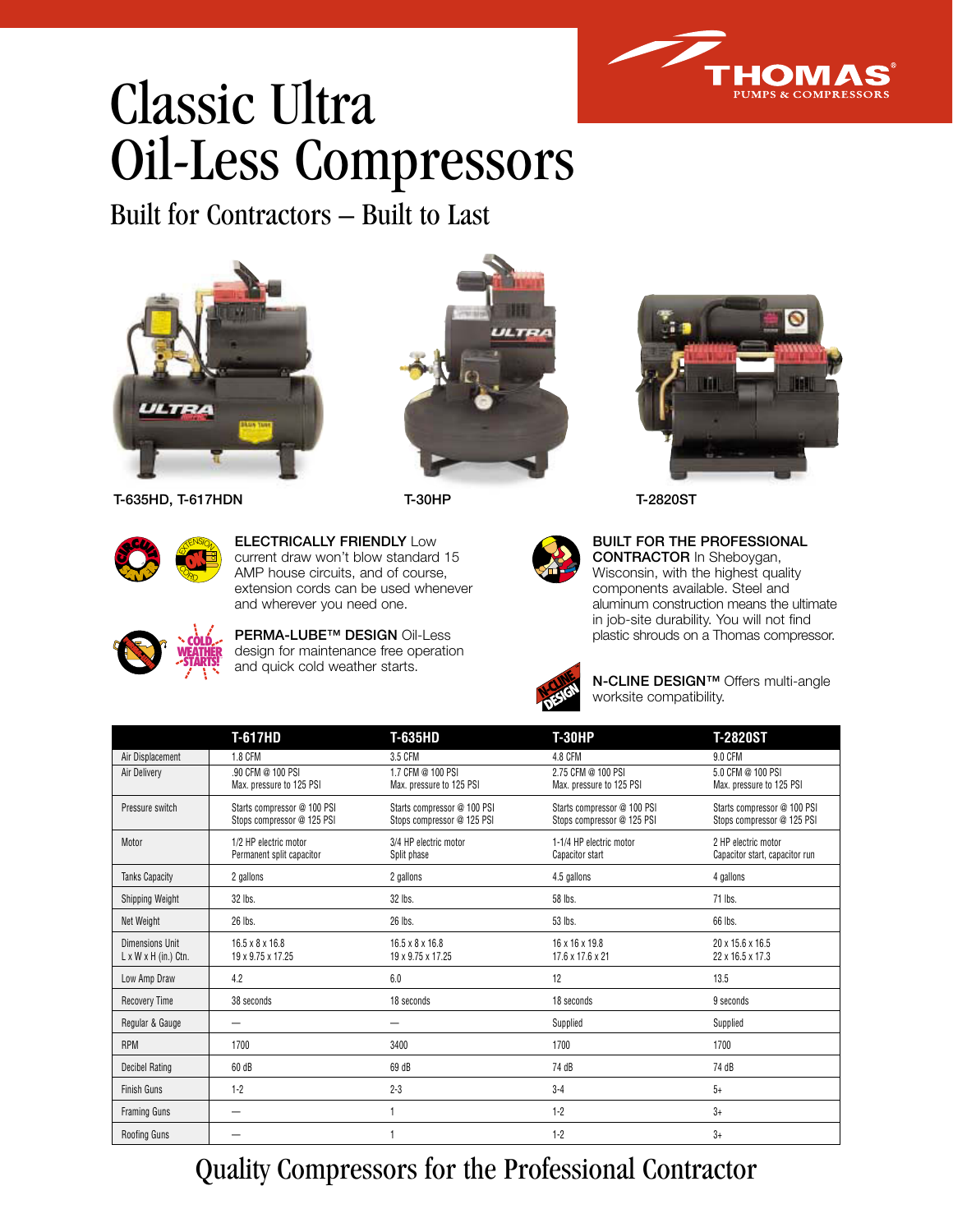THOMAS®
PUMPS & COMPRESSORS

# Classic Ultra Oil-Less Compressors

## Built for Contractors – Built to Last

T-635HD, T-617HDN

T-30HP

T-2820ST

**ELECTRICALLY FRIENDLY** Low current draw won't blow standard 15 AMP house circuits, and of course, extension cords can be used whenever and wherever you need one.

**PERMA-LUBE™ DESIGN** Oil-Less design for maintenance free operation and quick cold weather starts.

**BUILT FOR THE PROFESSIONAL CONTRACTOR** In Sheboygan, Wisconsin, with the highest quality components available. Steel and aluminum construction means the ultimate in job-site durability. You will not find plastic shrouds on a Thomas compressor.

**N-CLINE DESIGN™** Offers multi-angle worksite compatibility.

| | T-617HD | T-635HD | T-30HP | T-2820ST |
|---|---|---|---|---|
| Air Displacement | 1.8 CFM | 3.5 CFM | 4.8 CFM | 9.0 CFM |
| Air Delivery | .90 CFM @ 100 PSI<br>Max. pressure to 125 PSI | 1.7 CFM @ 100 PSI<br>Max. pressure to 125 PSI | 2.75 CFM @ 100 PSI<br>Max. pressure to 125 PSI | 5.0 CFM @ 100 PSI<br>Max. pressure to 125 PSI |
| Pressure switch | Starts compressor @ 100 PSI<br>Stops compressor @ 125 PSI | Starts compressor @ 100 PSI<br>Stops compressor @ 125 PSI | Starts compressor @ 100 PSI<br>Stops compressor @ 125 PSI | Starts compressor @ 100 PSI<br>Stops compressor @ 125 PSI |
| Motor | 1/2 HP electric motor<br>Permanent split capacitor | 3/4 HP electric motor<br>Split phase | 1-1/4 HP electric motor<br>Capacitor start | 2 HP electric motor<br>Capacitor start, capacitor run |
| Tanks Capacity | 2 gallons | 2 gallons | 4.5 gallons | 4 gallons |
| Shipping Weight | 32 lbs. | 32 lbs. | 58 lbs. | 71 lbs. |
| Net Weight | 26 lbs. | 26 lbs. | 53 lbs. | 66 lbs. |
| Dimensions Unit<br>L x W x H (in.) Ctn. | 16.5 x 8 x 16.8<br>19 x 9.75 x 17.25 | 16.5 x 8 x 16.8<br>19 x 9.75 x 17.25 | 16 x 16 x 19.8<br>17.6 x 17.6 x 21 | 20 x 15.6 x 16.5<br>22 x 16.5 x 17.3 |
| Low Amp Draw | 4.2 | 6.0 | 12 | 13.5 |
| Recovery Time | 38 seconds | 18 seconds | 18 seconds | 9 seconds |
| Regular & Gauge | — | — | Supplied | Supplied |
| RPM | 1700 | 3400 | 1700 | 1700 |
| Decibel Rating | 60 dB | 69 dB | 74 dB | 74 dB |
| Finish Guns | 1-2 | 2-3 | 3-4 | 5+ |
| Framing Guns | — | 1 | 1-2 | 3+ |
| Roofing Guns | — | 1 | 1-2 | 3+ |

## Quality Compressors for the Professional Contractor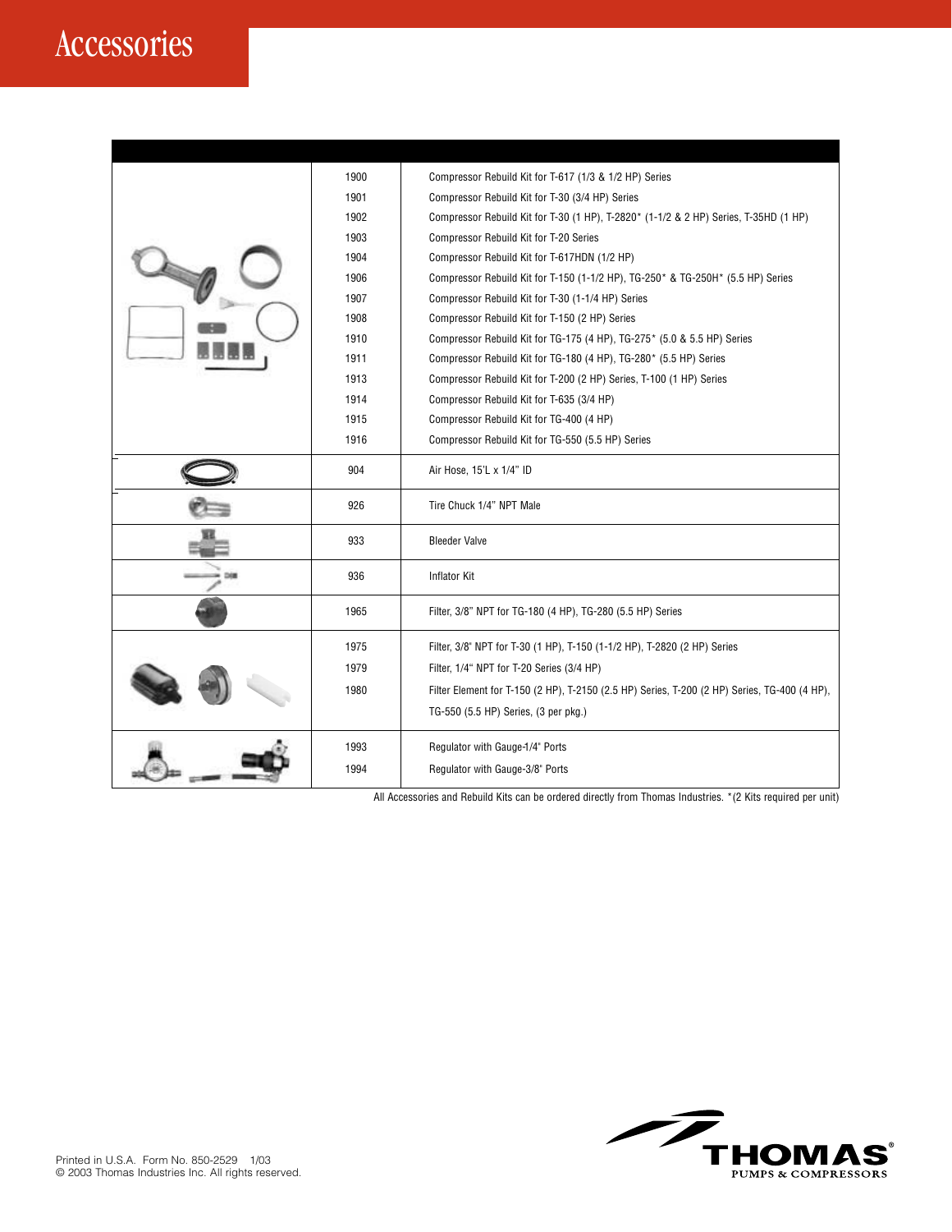# Accessories

| | | |
|---|---|---|
| | 1900 | Compressor Rebuild Kit for T-617 (1/3 & 1/2 HP) Series |
| | 1901 | Compressor Rebuild Kit for T-30 (3/4 HP) Series |
| | 1902 | Compressor Rebuild Kit for T-30 (1 HP), T-2820* (1-1/2 & 2 HP) Series, T-35HD (1 HP) |
| | 1903 | Compressor Rebuild Kit for T-20 Series |
| | 1904 | Compressor Rebuild Kit for T-617HDN (1/2 HP) |
| | 1906 | Compressor Rebuild Kit for T-150 (1-1/2 HP), TG-250* & TG-250H* (5.5 HP) Series |
| | 1907 | Compressor Rebuild Kit for T-30 (1-1/4 HP) Series |
| | 1908 | Compressor Rebuild Kit for T-150 (2 HP) Series |
| | 1910 | Compressor Rebuild Kit for TG-175 (4 HP), TG-275* (5.0 & 5.5 HP) Series |
| | 1911 | Compressor Rebuild Kit for TG-180 (4 HP), TG-280* (5.5 HP) Series |
| | 1913 | Compressor Rebuild Kit for T-200 (2 HP) Series, T-100 (1 HP) Series |
| | 1914 | Compressor Rebuild Kit for T-635 (3/4 HP) |
| | 1915 | Compressor Rebuild Kit for TG-400 (4 HP) |
| | 1916 | Compressor Rebuild Kit for TG-550 (5.5 HP) Series |
| | 904 | Air Hose, 15'L x 1/4" ID |
| | 926 | Tire Chuck 1/4" NPT Male |
| | 933 | Bleeder Valve |
| | 936 | Inflator Kit |
| | 1965 | Filter, 3/8" NPT for TG-180 (4 HP), TG-280 (5.5 HP) Series |
| | 1975 | Filter, 3/8" NPT for T-30 (1 HP), T-150 (1-1/2 HP), T-2820 (2 HP) Series |
| | 1979 | Filter, 1/4" NPT for T-20 Series (3/4 HP) |
| | 1980 | Filter Element for T-150 (2 HP), T-2150 (2.5 HP) Series, T-200 (2 HP) Series, TG-400 (4 HP), TG-550 (5.5 HP) Series, (3 per pkg.) |
| | 1993 | Regulator with Gauge-1/4" Ports |
| | 1994 | Regulator with Gauge-3/8" Ports |

All Accessories and Rebuild Kits can be ordered directly from Thomas Industries. *(2 Kits required per unit)

Printed in U.S.A. Form No. 850-2529 1/03
© 2003 Thomas Industries Inc. All rights reserved.

THOMAS®
PUMPS & COMPRESSORS